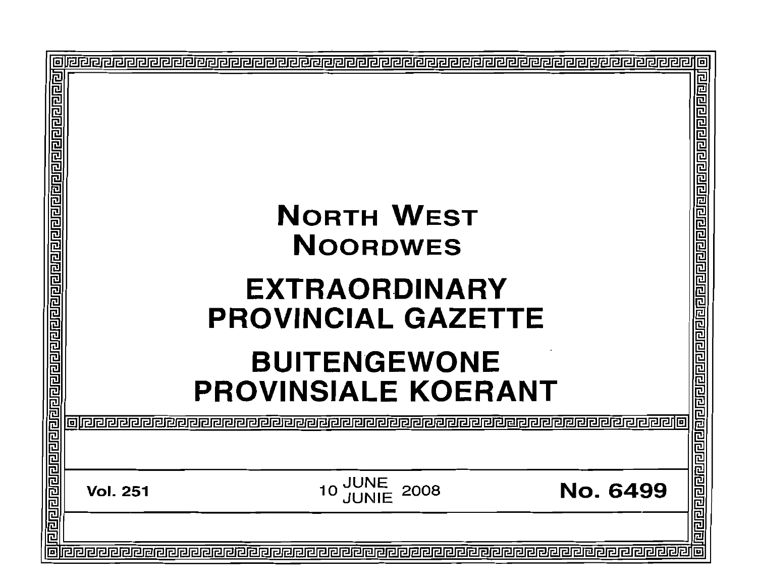# NORTH WEST
# NOORDWES

# EXTRAORDINARY PROVINCIAL GAZETTE

# BUITENGEWONE PROVINSIALE KOERANT

**Vol. 251** | 10 JUNE / JUNIE 2008 | **No. 6499**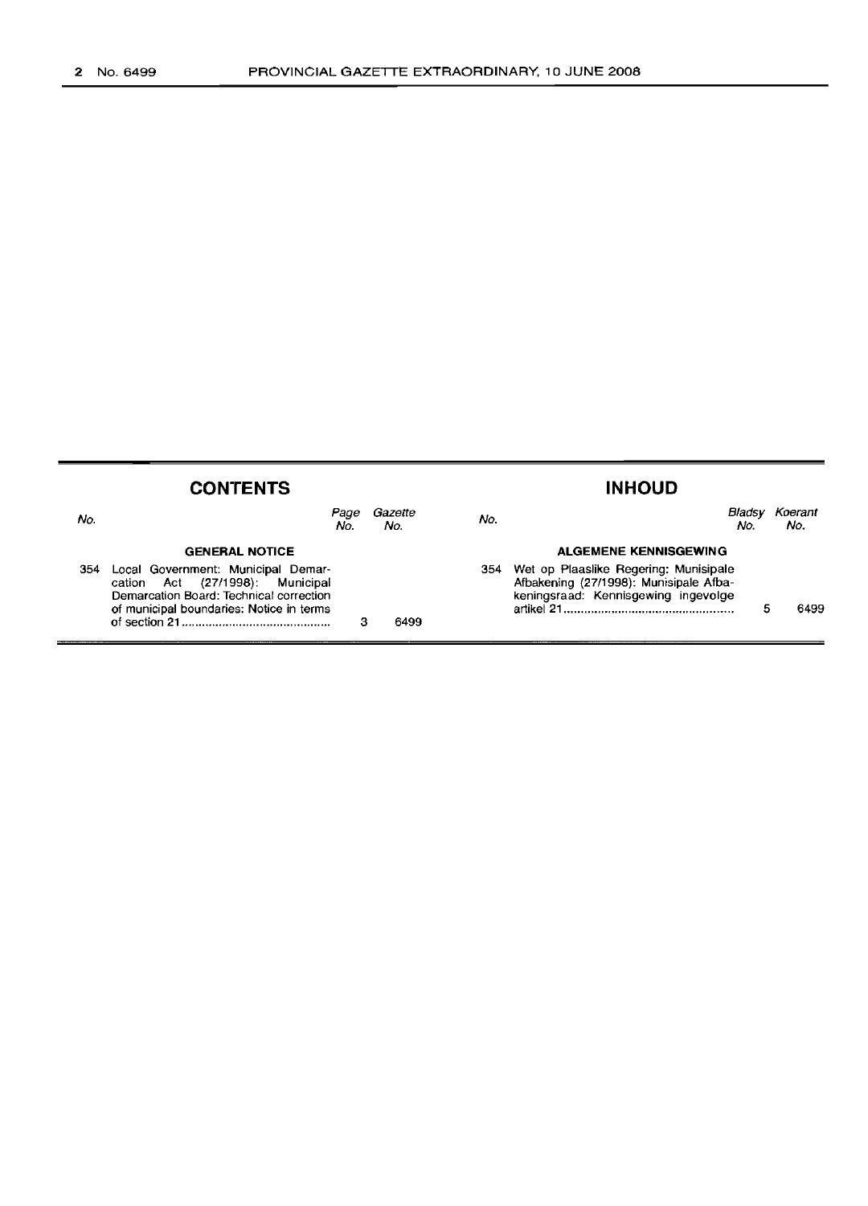## CONTENTS

| No. | | Page No. | Gazette No. |
|---|---|---|---|
| | **GENERAL NOTICE** | | |
| 354 | Local Government: Municipal Demarcation Act (27/1998): Municipal Demarcation Board: Technical correction of municipal boundaries: Notice in terms of section 21 | 3 | 6499 |

## INHOUD

| No. | | Bladsy No. | Koerant No. |
|---|---|---|---|
| | **ALGEMENE KENNISGEWING** | | |
| 354 | Wet op Plaaslike Regering: Munisipale Afbakening (27/1998): Munisipale Afbakeningsraad: Kennisgewing ingevolge artikel 21 | 5 | 6499 |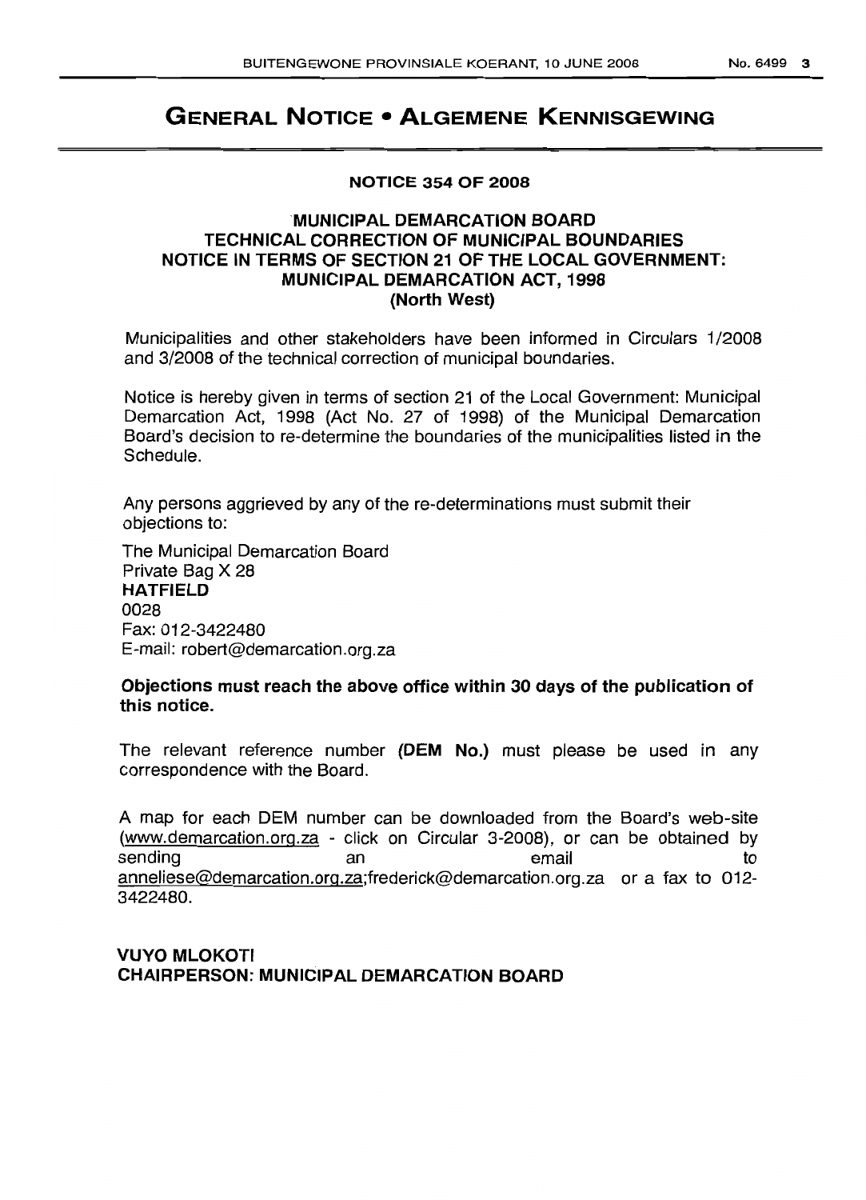# GENERAL NOTICE • ALGEMENE KENNISGEWING

**NOTICE 354 OF 2008**

**MUNICIPAL DEMARCATION BOARD**
**TECHNICAL CORRECTION OF MUNICIPAL BOUNDARIES**
**NOTICE IN TERMS OF SECTION 21 OF THE LOCAL GOVERNMENT: MUNICIPAL DEMARCATION ACT, 1998**
**(North West)**

Municipalities and other stakeholders have been informed in Circulars 1/2008 and 3/2008 of the technical correction of municipal boundaries.

Notice is hereby given in terms of section 21 of the Local Government: Municipal Demarcation Act, 1998 (Act No. 27 of 1998) of the Municipal Demarcation Board's decision to re-determine the boundaries of the municipalities listed in the Schedule.

Any persons aggrieved by any of the re-determinations must submit their objections to:

The Municipal Demarcation Board
Private Bag X 28
**HATFIELD**
0028
Fax: 012-3422480
E-mail: robert@demarcation.org.za

**Objections must reach the above office within 30 days of the publication of this notice.**

The relevant reference number **(DEM No.)** must please be used in any correspondence with the Board.

A map for each DEM number can be downloaded from the Board's web-site (www.demarcation.org.za - click on Circular 3-2008), or can be obtained by sending an email to anneliese@demarcation.org.za;frederick@demarcation.org.za or a fax to 012-3422480.

**VUYO MLOKOTI**
**CHAIRPERSON: MUNICIPAL DEMARCATION BOARD**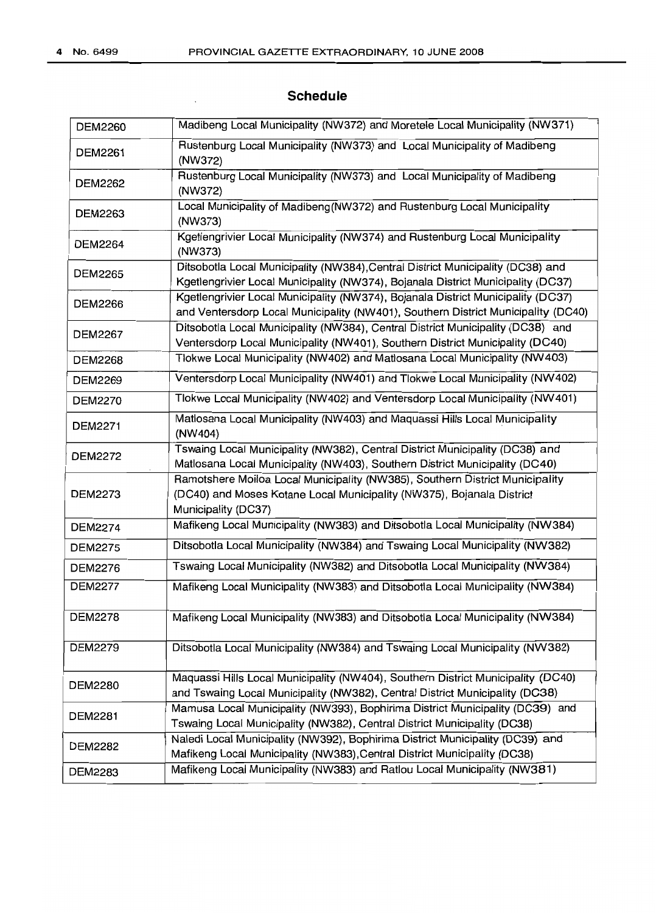# Schedule

| | |
|---|---|
| DEM2260 | Madibeng Local Municipality (NW372) and Moretele Local Municipality (NW371) |
| DEM2261 | Rustenburg Local Municipality (NW373) and Local Municipality of Madibeng (NW372) |
| DEM2262 | Rustenburg Local Municipality (NW373) and Local Municipality of Madibeng (NW372) |
| DEM2263 | Local Municipality of Madibeng(NW372) and Rustenburg Local Municipality (NW373) |
| DEM2264 | Kgetlengrivier Local Municipality (NW374) and Rustenburg Local Municipality (NW373) |
| DEM2265 | Ditsobotla Local Municipality (NW384),Central District Municipality (DC38) and Kgetlengrivier Local Municipality (NW374), Bojanala District Municipality (DC37) |
| DEM2266 | Kgetlengrivier Local Municipality (NW374), Bojanala District Municipality (DC37) and Ventersdorp Local Municipality (NW401), Southern District Municipality (DC40) |
| DEM2267 | Ditsobotla Local Municipality (NW384), Central District Municipality (DC38) and Ventersdorp Local Municipality (NW401), Southern District Municipality (DC40) |
| DEM2268 | Tlokwe Local Municipality (NW402) and Matlosana Local Municipality (NW403) |
| DEM2269 | Ventersdorp Local Municipality (NW401) and Tlokwe Local Municipality (NW402) |
| DEM2270 | Tlokwe Local Municipality (NW402) and Ventersdorp Local Municipality (NW401) |
| DEM2271 | Matlosana Local Municipality (NW403) and Maquassi Hills Local Municipality (NW404) |
| DEM2272 | Tswaing Local Municipality (NW382), Central District Municipality (DC38) and Matlosana Local Municipality (NW403), Southern District Municipality (DC40) |
| DEM2273 | Ramotshere Moiloa Local Municipality (NW385), Southern District Municipality (DC40) and Moses Kotane Local Municipality (NW375), Bojanala District Municipality (DC37) |
| DEM2274 | Mafikeng Local Municipality (NW383) and Ditsobotla Local Municipality (NW384) |
| DEM2275 | Ditsobotla Local Municipality (NW384) and Tswaing Local Municipality (NW382) |
| DEM2276 | Tswaing Local Municipality (NW382) and Ditsobotla Local Municipality (NW384) |
| DEM2277 | Mafikeng Local Municipality (NW383) and Ditsobotla Local Municipality (NW384) |
| DEM2278 | Mafikeng Local Municipality (NW383) and Ditsobotla Local Municipality (NW384) |
| DEM2279 | Ditsobotla Local Municipality (NW384) and Tswaing Local Municipality (NW382) |
| DEM2280 | Maquassi Hills Local Municipality (NW404), Southern District Municipality (DC40) and Tswaing Local Municipality (NW382), Central District Municipality (DC38) |
| DEM2281 | Mamusa Local Municipality (NW393), Bophirima District Municipality (DC39) and Tswaing Local Municipality (NW382), Central District Municipality (DC38) |
| DEM2282 | Naledi Local Municipality (NW392), Bophirima District Municipality (DC39) and Mafikeng Local Municipality (NW383),Central District Municipality (DC38) |
| DEM2283 | Mafikeng Local Municipality (NW383) and Ratlou Local Municipality (NW381) |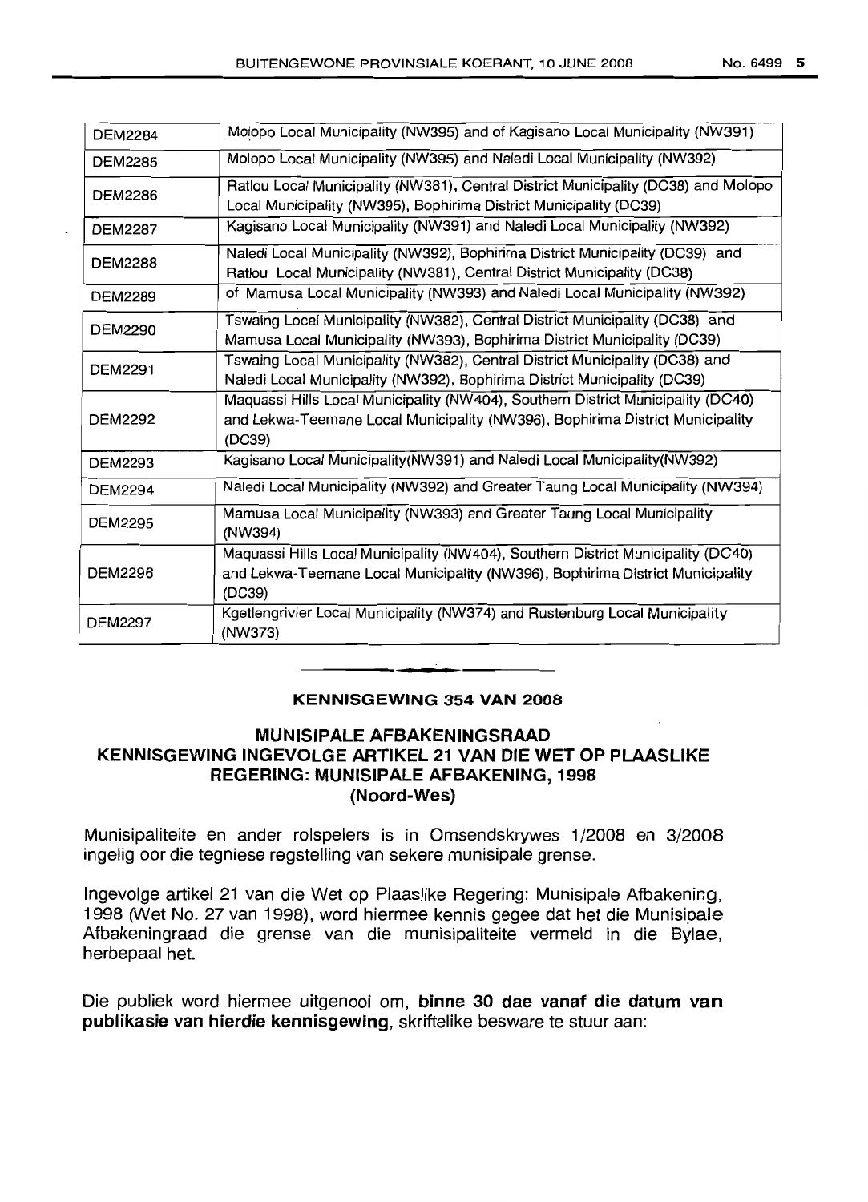| DEM2284 | Molopo Local Municipality (NW395) and of Kagisano Local Municipality (NW391) |
|---|---|
| DEM2285 | Molopo Local Municipality (NW395) and Naledi Local Municipality (NW392) |
| DEM2286 | Ratlou Local Municipality (NW381), Central District Municipality (DC38) and Molopo Local Municipality (NW395), Bophirima District Municipality (DC39) |
| DEM2287 | Kagisano Local Municipality (NW391) and Naledi Local Municipality (NW392) |
| DEM2288 | Naledi Local Municipality (NW392), Bophirima District Municipality (DC39) and Ratlou Local Municipality (NW381), Central District Municipality (DC38) |
| DEM2289 | of Mamusa Local Municipality (NW393) and Naledi Local Municipality (NW392) |
| DEM2290 | Tswaing Local Municipality (NW382), Central District Municipality (DC38) and Mamusa Local Municipality (NW393), Bophirima District Municipality (DC39) |
| DEM2291 | Tswaing Local Municipality (NW382), Central District Municipality (DC38) and Naledi Local Municipality (NW392), Bophirima District Municipality (DC39) |
| DEM2292 | Maquassi Hills Local Municipality (NW404), Southern District Municipality (DC40) and Lekwa-Teemane Local Municipality (NW396), Bophirima District Municipality (DC39) |
| DEM2293 | Kagisano Local Municipality(NW391) and Naledi Local Municipality(NW392) |
| DEM2294 | Naledi Local Municipality (NW392) and Greater Taung Local Municipality (NW394) |
| DEM2295 | Mamusa Local Municipality (NW393) and Greater Taung Local Municipality (NW394) |
| DEM2296 | Maquassi Hills Local Municipality (NW404), Southern District Municipality (DC40) and Lekwa-Teemane Local Municipality (NW396), Bophirima District Municipality (DC39) |
| DEM2297 | Kgetlengrivier Local Municipality (NW374) and Rustenburg Local Municipality (NW373) |

**KENNISGEWING 354 VAN 2008**

## MUNISIPALE AFBAKENINGSRAAD
## KENNISGEWING INGEVOLGE ARTIKEL 21 VAN DIE WET OP PLAASLIKE REGERING: MUNISIPALE AFBAKENING, 1998
## (Noord-Wes)

Munisipaliteite en ander rolspelers is in Omsendskrywes 1/2008 en 3/2008 ingelig oor die tegniese regstelling van sekere munisipale grense.

Ingevolge artikel 21 van die Wet op Plaaslike Regering: Munisipale Afbakening, 1998 (Wet No. 27 van 1998), word hiermee kennis gegee dat het die Munisipale Afbakeningraad die grense van die munisipaliteite vermeld in die Bylae, herbepaal het.

Die publiek word hiermee uitgenooi om, **binne 30 dae vanaf die datum van publikasie van hierdie kennisgewing**, skriftelike besware te stuur aan: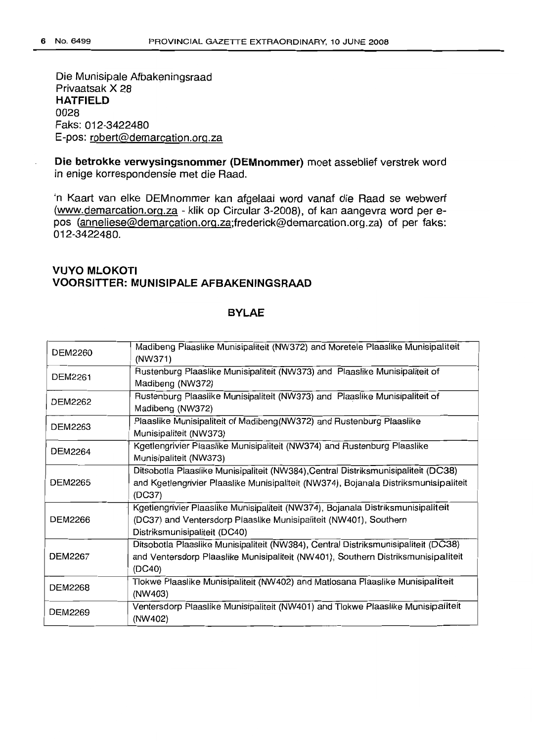Die Munisipale Afbakeningsraad
Privaatsak X 28
**HATFIELD**
0028
Faks: 012-3422480
E-pos: robert@demarcation.org.za

**Die betrokke verwysingsnommer (DEMnommer)** moet asseblief verstrek word in enige korrespondensie met die Raad.

'n Kaart van elke DEMnommer kan afgelaai word vanaf die Raad se webwerf (www.demarcation.org.za - klik op Circular 3-2008), of kan aangevra word per e-pos (anneliese@demarcation.org.za;frederick@demarcation.org.za) of per faks: 012-3422480.

**VUYO MLOKOTI**
**VOORSITTER: MUNISIPALE AFBAKENINGSRAAD**

## BYLAE

| | |
|---|---|
| DEM2260 | Madibeng Plaaslike Munisipaliteit (NW372) and Moretele Plaaslike Munisipaliteit (NW371) |
| DEM2261 | Rustenburg Plaaslike Munisipaliteit (NW373) and Plaaslike Munisipaliteit of Madibeng (NW372) |
| DEM2262 | Rustenburg Plaaslike Munisipaliteit (NW373) and Plaaslike Munisipaliteit of Madibeng (NW372) |
| DEM2263 | Plaaslike Munisipaliteit of Madibeng(NW372) and Rustenburg Plaaslike Munisipaliteit (NW373) |
| DEM2264 | Kgetlengrivier Plaaslike Munisipaliteit (NW374) and Rustenburg Plaaslike Munisipaliteit (NW373) |
| DEM2265 | Ditsobotla Plaaslike Munisipaliteit (NW384),Central Distriksmunisipaliteit (DC38) and Kgetlengrivier Plaaslike Munisipaliteit (NW374), Bojanala Distriksmunisipaliteit (DC37) |
| DEM2266 | Kgetlengrivier Plaaslike Munisipaliteit (NW374), Bojanala Distriksmunisipaliteit (DC37) and Ventersdorp Plaaslike Munisipaliteit (NW401), Southern Distriksmunisipaliteit (DC40) |
| DEM2267 | Ditsobotla Plaaslike Munisipaliteit (NW384), Central Distriksmunisipaliteit (DC38) and Ventersdorp Plaaslike Munisipaliteit (NW401), Southern Distriksmunisipaliteit (DC40) |
| DEM2268 | Tlokwe Plaaslike Munisipaliteit (NW402) and Matlosana Plaaslike Munisipaliteit (NW403) |
| DEM2269 | Ventersdorp Plaaslike Munisipaliteit (NW401) and Tlokwe Plaaslike Munisipaliteit (NW402) |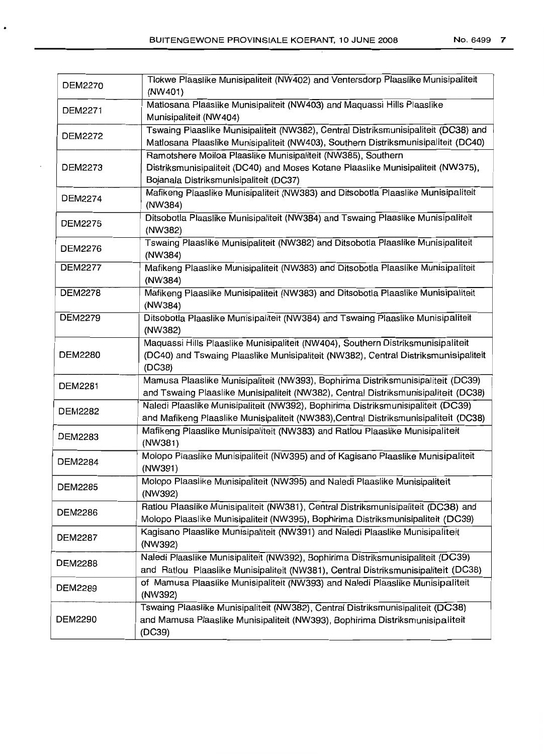| | |
|---|---|
| DEM2270 | Tlokwe Plaaslike Munisipaliteit (NW402) and Ventersdorp Plaaslike Munisipaliteit (NW401) |
| DEM2271 | Matlosana Plaaslike Munisipaliteit (NW403) and Maquassi Hills Plaaslike Munisipaliteit (NW404) |
| DEM2272 | Tswaing Plaaslike Munisipaliteit (NW382), Central Distriksmunisipaliteit (DC38) and Matlosana Plaaslike Munisipaliteit (NW403), Southern Distriksmunisipaliteit (DC40) |
| DEM2273 | Ramotshere Moiloa Plaaslike Munisipaliteit (NW385), Southern Distriksmunisipaliteit (DC40) and Moses Kotane Plaaslike Munisipaliteit (NW375), Bojanala Distriksmunisipaliteit (DC37) |
| DEM2274 | Mafikeng Plaaslike Munisipaliteit (NW383) and Ditsobotla Plaaslike Munisipaliteit (NW384) |
| DEM2275 | Ditsobotla Plaaslike Munisipaliteit (NW384) and Tswaing Plaaslike Munisipaliteit (NW382) |
| DEM2276 | Tswaing Plaaslike Munisipaliteit (NW382) and Ditsobotla Plaaslike Munisipaliteit (NW384) |
| DEM2277 | Mafikeng Plaaslike Munisipaliteit (NW383) and Ditsobotla Plaaslike Munisipaliteit (NW384) |
| DEM2278 | Mafikeng Plaaslike Munisipaliteit (NW383) and Ditsobotla Plaaslike Munisipaliteit (NW384) |
| DEM2279 | Ditsobotla Plaaslike Munisipaliteit (NW384) and Tswaing Plaaslike Munisipaliteit (NW382) |
| DEM2280 | Maquassi Hills Plaaslike Munisipaliteit (NW404), Southern Distriksmunisipaliteit (DC40) and Tswaing Plaaslike Munisipaliteit (NW382), Central Distriksmunisipaliteit (DC38) |
| DEM2281 | Mamusa Plaaslike Munisipaliteit (NW393), Bophirima Distriksmunisipaliteit (DC39) and Tswaing Plaaslike Munisipaliteit (NW382), Central Distriksmunisipaliteit (DC38) |
| DEM2282 | Naledi Plaaslike Munisipaliteit (NW392), Bophirima Distriksmunisipaliteit (DC39) and Mafikeng Plaaslike Munisipaliteit (NW383),Central Distriksmunisipaliteit (DC38) |
| DEM2283 | Mafikeng Plaaslike Munisipaliteit (NW383) and Ratlou Plaaslike Munisipaliteit (NW381) |
| DEM2284 | Molopo Plaaslike Munisipaliteit (NW395) and of Kagisano Plaaslike Munisipaliteit (NW391) |
| DEM2285 | Molopo Plaaslike Munisipaliteit (NW395) and Naledi Plaaslike Munisipaliteit (NW392) |
| DEM2286 | Ratlou Plaaslike Munisipaliteit (NW381), Central Distriksmunisipaliteit (DC38) and Molopo Plaaslike Munisipaliteit (NW395), Bophirima Distriksmunisipaliteit (DC39) |
| DEM2287 | Kagisano Plaaslike Munisipaliteit (NW391) and Naledi Plaaslike Munisipaliteit (NW392) |
| DEM2288 | Naledi Plaaslike Munisipaliteit (NW392), Bophirima Distriksmunisipaliteit (DC39) and Ratlou Plaaslike Munisipaliteit (NW381), Central Distriksmunisipaliteit (DC38) |
| DEM2289 | of Mamusa Plaaslike Munisipaliteit (NW393) and Naledi Plaaslike Munisipaliteit (NW392) |
| DEM2290 | Tswaing Plaaslike Munisipaliteit (NW382), Central Distriksmunisipaliteit (DC38) and Mamusa Plaaslike Munisipaliteit (NW393), Bophirima Distriksmunisipaliteit (DC39) |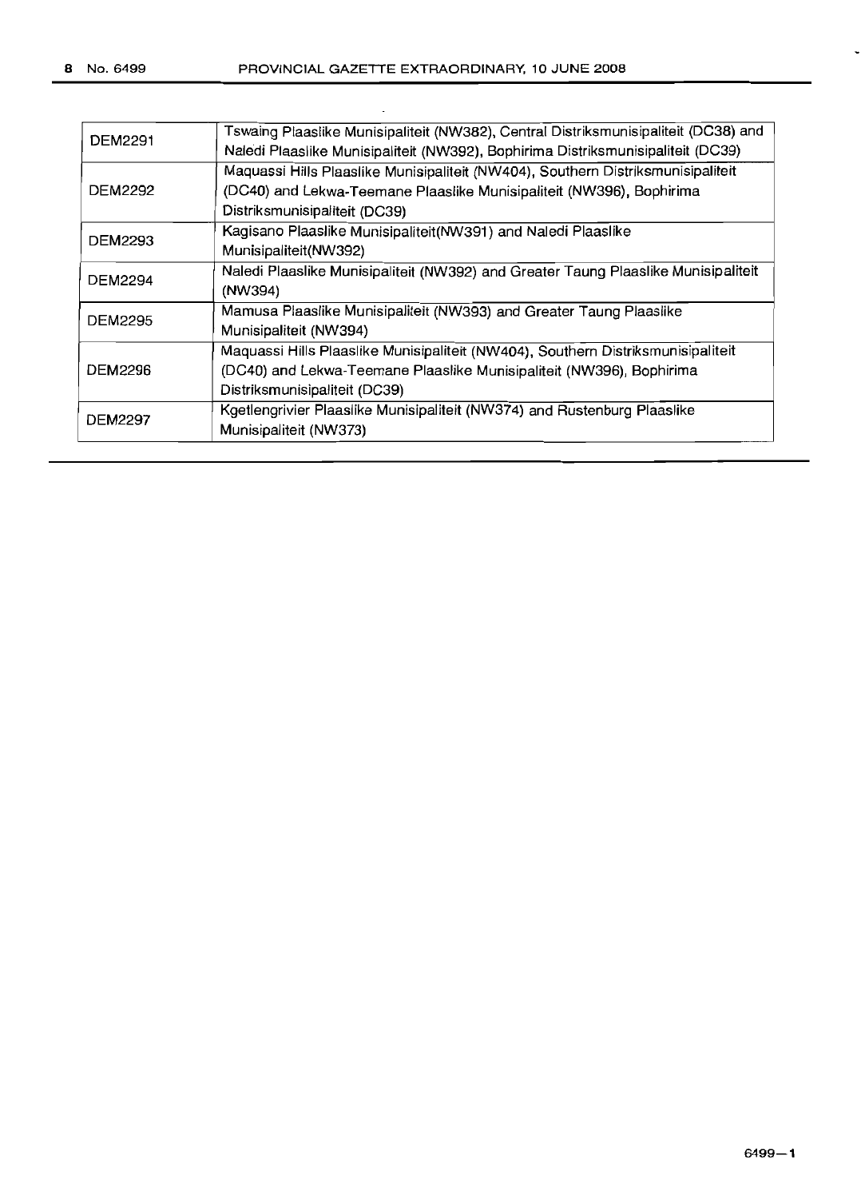| | |
|---|---|
| DEM2291 | Tswaing Plaaslike Munisipaliteit (NW382), Central Distriksmunisipaliteit (DC38) and Naledi Plaaslike Munisipaliteit (NW392), Bophirima Distriksmunisipaliteit (DC39) |
| DEM2292 | Maquassi Hills Plaaslike Munisipaliteit (NW404), Southern Distriksmunisipaliteit (DC40) and Lekwa-Teemane Plaaslike Munisipaliteit (NW396), Bophirima Distriksmunisipaliteit (DC39) |
| DEM2293 | Kagisano Plaaslike Munisipaliteit(NW391) and Naledi Plaaslike Munisipaliteit(NW392) |
| DEM2294 | Naledi Plaaslike Munisipaliteit (NW392) and Greater Taung Plaaslike Munisipaliteit (NW394) |
| DEM2295 | Mamusa Plaaslike Munisipaliteit (NW393) and Greater Taung Plaaslike Munisipaliteit (NW394) |
| DEM2296 | Maquassi Hills Plaaslike Munisipaliteit (NW404), Southern Distriksmunisipaliteit (DC40) and Lekwa-Teemane Plaaslike Munisipaliteit (NW396), Bophirima Distriksmunisipaliteit (DC39) |
| DEM2297 | Kgetlengrivier Plaaslike Munisipaliteit (NW374) and Rustenburg Plaaslike Munisipaliteit (NW373) |